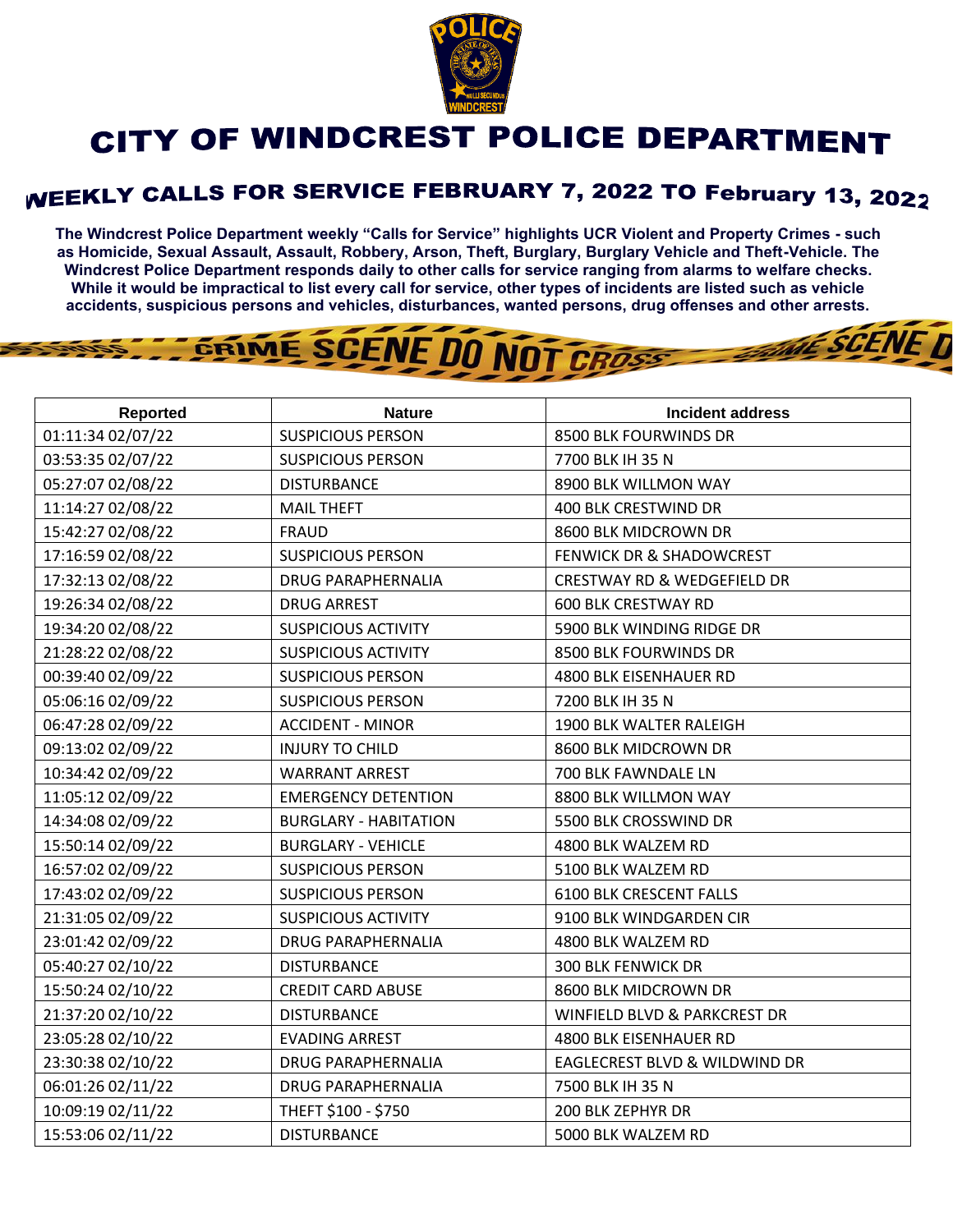# CITY OF WINDCREST POLICE DEPARTMENT

## WEEKLY CALLS FOR SERVICE FEBRUARY 7, 2022 TO February 13, 2022

**The Windcrest Police Department weekly "Calls for Service" highlights UCR Violent and Property Crimes - such as Homicide, Sexual Assault, Assault, Robbery, Arson, Theft, Burglary, Burglary Vehicle and Theft-Vehicle. The Windcrest Police Department responds daily to other calls for service ranging from alarms to welfare checks. While it would be impractical to list every call for service, other types of incidents are listed such as vehicle accidents, suspicious persons and vehicles, disturbances, wanted persons, drug offenses and other arrests.**

| Reported | Nature | Incident address |
|---|---|---|
| 01:11:34 02/07/22 | SUSPICIOUS PERSON | 8500 BLK FOURWINDS DR |
| 03:53:35 02/07/22 | SUSPICIOUS PERSON | 7700 BLK IH 35 N |
| 05:27:07 02/08/22 | DISTURBANCE | 8900 BLK WILLMON WAY |
| 11:14:27 02/08/22 | MAIL THEFT | 400 BLK CRESTWIND DR |
| 15:42:27 02/08/22 | FRAUD | 8600 BLK MIDCROWN DR |
| 17:16:59 02/08/22 | SUSPICIOUS PERSON | FENWICK DR & SHADOWCREST |
| 17:32:13 02/08/22 | DRUG PARAPHERNALIA | CRESTWAY RD & WEDGEFIELD DR |
| 19:26:34 02/08/22 | DRUG ARREST | 600 BLK CRESTWAY RD |
| 19:34:20 02/08/22 | SUSPICIOUS ACTIVITY | 5900 BLK WINDING RIDGE DR |
| 21:28:22 02/08/22 | SUSPICIOUS ACTIVITY | 8500 BLK FOURWINDS DR |
| 00:39:40 02/09/22 | SUSPICIOUS PERSON | 4800 BLK EISENHAUER RD |
| 05:06:16 02/09/22 | SUSPICIOUS PERSON | 7200 BLK IH 35 N |
| 06:47:28 02/09/22 | ACCIDENT - MINOR | 1900 BLK WALTER RALEIGH |
| 09:13:02 02/09/22 | INJURY TO CHILD | 8600 BLK MIDCROWN DR |
| 10:34:42 02/09/22 | WARRANT ARREST | 700 BLK FAWNDALE LN |
| 11:05:12 02/09/22 | EMERGENCY DETENTION | 8800 BLK WILLMON WAY |
| 14:34:08 02/09/22 | BURGLARY - HABITATION | 5500 BLK CROSSWIND DR |
| 15:50:14 02/09/22 | BURGLARY - VEHICLE | 4800 BLK WALZEM RD |
| 16:57:02 02/09/22 | SUSPICIOUS PERSON | 5100 BLK WALZEM RD |
| 17:43:02 02/09/22 | SUSPICIOUS PERSON | 6100 BLK CRESCENT FALLS |
| 21:31:05 02/09/22 | SUSPICIOUS ACTIVITY | 9100 BLK WINDGARDEN CIR |
| 23:01:42 02/09/22 | DRUG PARAPHERNALIA | 4800 BLK WALZEM RD |
| 05:40:27 02/10/22 | DISTURBANCE | 300 BLK FENWICK DR |
| 15:50:24 02/10/22 | CREDIT CARD ABUSE | 8600 BLK MIDCROWN DR |
| 21:37:20 02/10/22 | DISTURBANCE | WINFIELD BLVD & PARKCREST DR |
| 23:05:28 02/10/22 | EVADING ARREST | 4800 BLK EISENHAUER RD |
| 23:30:38 02/10/22 | DRUG PARAPHERNALIA | EAGLECREST BLVD & WILDWIND DR |
| 06:01:26 02/11/22 | DRUG PARAPHERNALIA | 7500 BLK IH 35 N |
| 10:09:19 02/11/22 | THEFT $100 - $750 | 200 BLK ZEPHYR DR |
| 15:53:06 02/11/22 | DISTURBANCE | 5000 BLK WALZEM RD |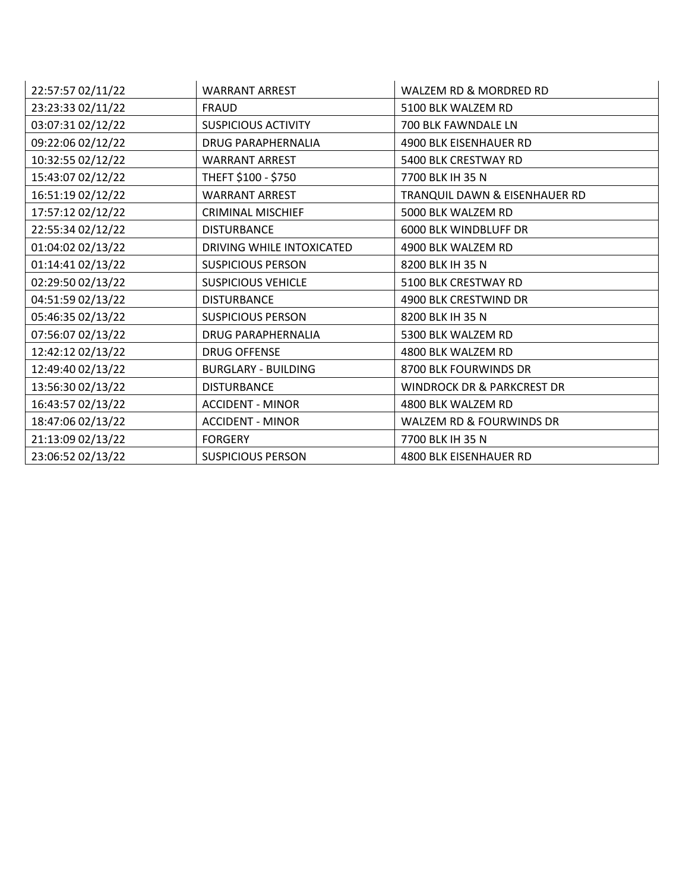| | | |
|---|---|---|
| 22:57:57 02/11/22 | WARRANT ARREST | WALZEM RD & MORDRED RD |
| 23:23:33 02/11/22 | FRAUD | 5100 BLK WALZEM RD |
| 03:07:31 02/12/22 | SUSPICIOUS ACTIVITY | 700 BLK FAWNDALE LN |
| 09:22:06 02/12/22 | DRUG PARAPHERNALIA | 4900 BLK EISENHAUER RD |
| 10:32:55 02/12/22 | WARRANT ARREST | 5400 BLK CRESTWAY RD |
| 15:43:07 02/12/22 | THEFT $100 - $750 | 7700 BLK IH 35 N |
| 16:51:19 02/12/22 | WARRANT ARREST | TRANQUIL DAWN & EISENHAUER RD |
| 17:57:12 02/12/22 | CRIMINAL MISCHIEF | 5000 BLK WALZEM RD |
| 22:55:34 02/12/22 | DISTURBANCE | 6000 BLK WINDBLUFF DR |
| 01:04:02 02/13/22 | DRIVING WHILE INTOXICATED | 4900 BLK WALZEM RD |
| 01:14:41 02/13/22 | SUSPICIOUS PERSON | 8200 BLK IH 35 N |
| 02:29:50 02/13/22 | SUSPICIOUS VEHICLE | 5100 BLK CRESTWAY RD |
| 04:51:59 02/13/22 | DISTURBANCE | 4900 BLK CRESTWIND DR |
| 05:46:35 02/13/22 | SUSPICIOUS PERSON | 8200 BLK IH 35 N |
| 07:56:07 02/13/22 | DRUG PARAPHERNALIA | 5300 BLK WALZEM RD |
| 12:42:12 02/13/22 | DRUG OFFENSE | 4800 BLK WALZEM RD |
| 12:49:40 02/13/22 | BURGLARY - BUILDING | 8700 BLK FOURWINDS DR |
| 13:56:30 02/13/22 | DISTURBANCE | WINDROCK DR & PARKCREST DR |
| 16:43:57 02/13/22 | ACCIDENT - MINOR | 4800 BLK WALZEM RD |
| 18:47:06 02/13/22 | ACCIDENT - MINOR | WALZEM RD & FOURWINDS DR |
| 21:13:09 02/13/22 | FORGERY | 7700 BLK IH 35 N |
| 23:06:52 02/13/22 | SUSPICIOUS PERSON | 4800 BLK EISENHAUER RD |